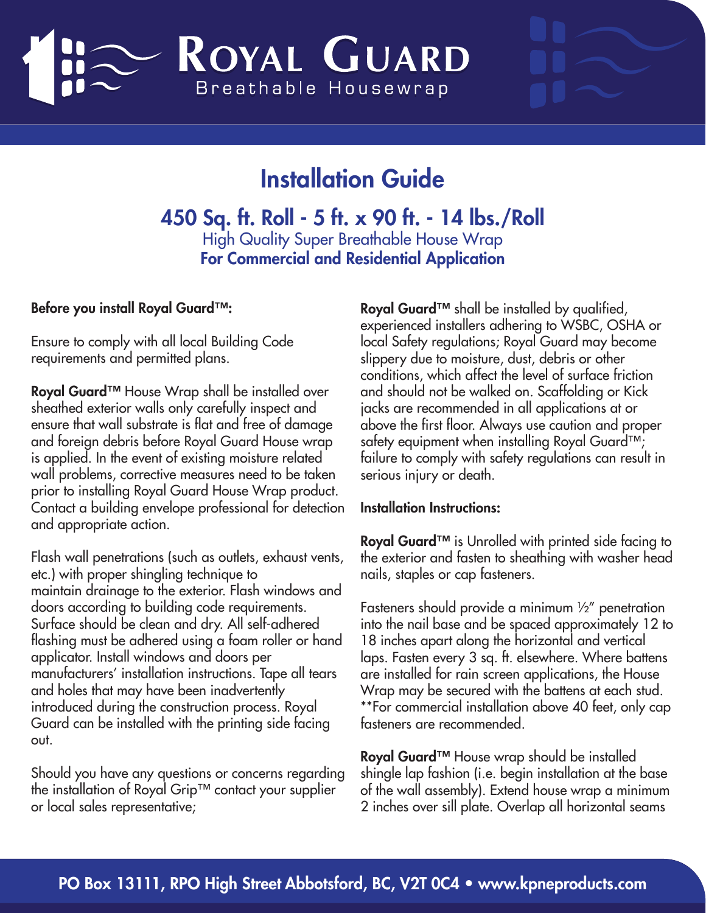# Royal Guard

Breathable Housewrap

## Installation Guide

### 450 Sq. ft. Roll - 5 ft. x 90 ft. - 14 lbs./Roll

High Quality Super Breathable House Wrap

**For Commercial and Residential Application**

**Before you install Royal Guard™:**

Ensure to comply with all local Building Code requirements and permitted plans.

**Royal Guard™** House Wrap shall be installed over sheathed exterior walls only carefully inspect and ensure that wall substrate is flat and free of damage and foreign debris before Royal Guard House wrap is applied. In the event of existing moisture related wall problems, corrective measures need to be taken prior to installing Royal Guard House Wrap product. Contact a building envelope professional for detection and appropriate action.

Flash wall penetrations (such as outlets, exhaust vents, etc.) with proper shingling technique to maintain drainage to the exterior. Flash windows and doors according to building code requirements. Surface should be clean and dry. All self-adhered flashing must be adhered using a foam roller or hand applicator. Install windows and doors per manufacturers' installation instructions. Tape all tears and holes that may have been inadvertently introduced during the construction process. Royal Guard can be installed with the printing side facing out.

Should you have any questions or concerns regarding the installation of Royal Grip™ contact your supplier or local sales representative;

**Royal Guard™** shall be installed by qualified, experienced installers adhering to WSBC, OSHA or local Safety regulations; Royal Guard may become slippery due to moisture, dust, debris or other conditions, which affect the level of surface friction and should not be walked on. Scaffolding or Kick jacks are recommended in all applications at or above the first floor. Always use caution and proper safety equipment when installing Royal Guard™; failure to comply with safety regulations can result in serious injury or death.

**Installation Instructions:**

**Royal Guard™** is Unrolled with printed side facing to the exterior and fasten to sheathing with washer head nails, staples or cap fasteners.

Fasteners should provide a minimum ½" penetration into the nail base and be spaced approximately 12 to 18 inches apart along the horizontal and vertical laps. Fasten every 3 sq. ft. elsewhere. Where battens are installed for rain screen applications, the House Wrap may be secured with the battens at each stud. **For commercial installation above 40 feet, only cap fasteners are recommended.

**Royal Guard™** House wrap should be installed shingle lap fashion (i.e. begin installation at the base of the wall assembly). Extend house wrap a minimum 2 inches over sill plate. Overlap all horizontal seams

**PO Box 13111, RPO High Street Abbotsford, BC, V2T 0C4 • www.kpneproducts.com**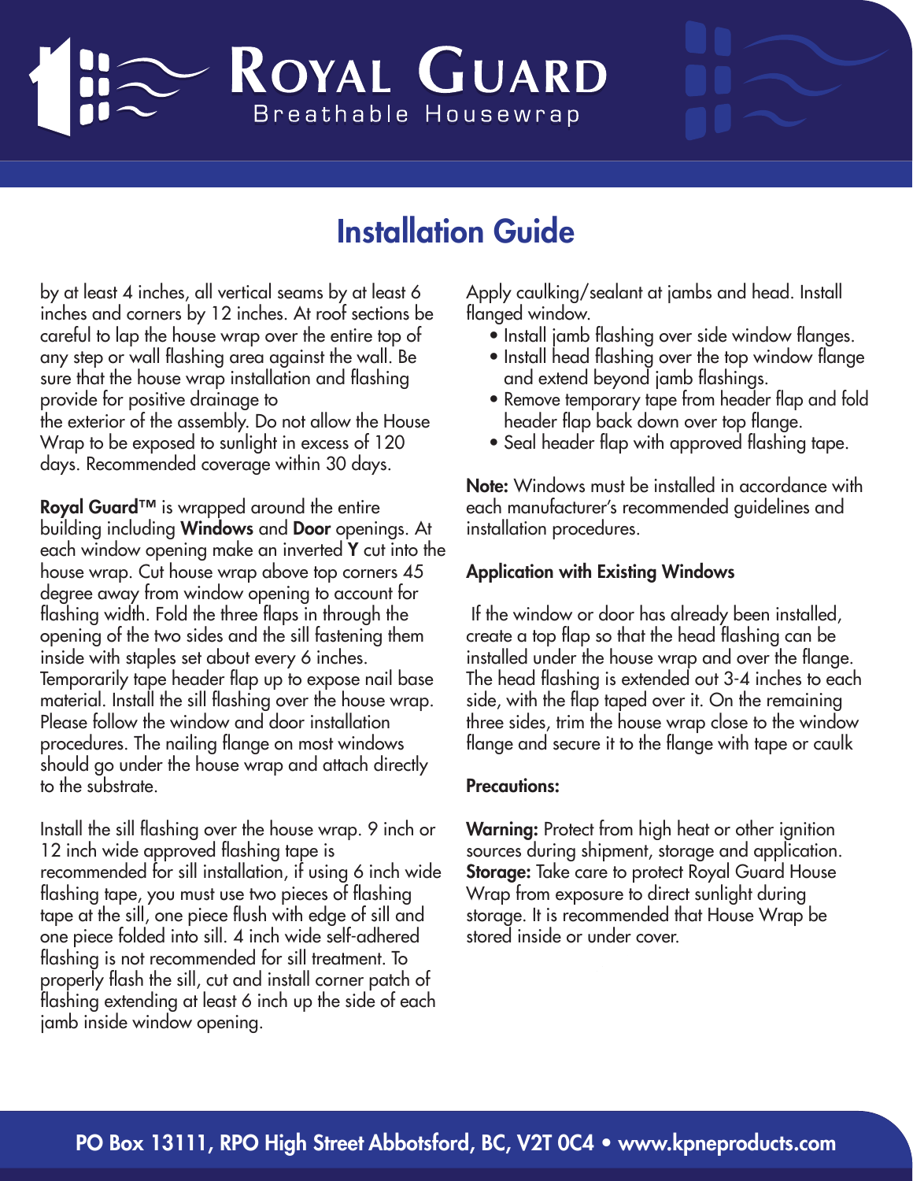# Installation Guide

by at least 4 inches, all vertical seams by at least 6 inches and corners by 12 inches. At roof sections be careful to lap the house wrap over the entire top of any step or wall flashing area against the wall. Be sure that the house wrap installation and flashing provide for positive drainage to the exterior of the assembly. Do not allow the House Wrap to be exposed to sunlight in excess of 120 days. Recommended coverage within 30 days.

**Royal Guard™** is wrapped around the entire building including **Windows** and **Door** openings. At each window opening make an inverted **Y** cut into the house wrap. Cut house wrap above top corners 45 degree away from window opening to account for flashing width. Fold the three flaps in through the opening of the two sides and the sill fastening them inside with staples set about every 6 inches. Temporarily tape header flap up to expose nail base material. Install the sill flashing over the house wrap. Please follow the window and door installation procedures. The nailing flange on most windows should go under the house wrap and attach directly to the substrate.

Install the sill flashing over the house wrap. 9 inch or 12 inch wide approved flashing tape is recommended for sill installation, if using 6 inch wide flashing tape, you must use two pieces of flashing tape at the sill, one piece flush with edge of sill and one piece folded into sill. 4 inch wide self-adhered flashing is not recommended for sill treatment. To properly flash the sill, cut and install corner patch of flashing extending at least 6 inch up the side of each jamb inside window opening.

Apply caulking/sealant at jambs and head. Install flanged window.

- Install jamb flashing over side window flanges.
- Install head flashing over the top window flange and extend beyond jamb flashings.
- Remove temporary tape from header flap and fold header flap back down over top flange.
- Seal header flap with approved flashing tape.

**Note:** Windows must be installed in accordance with each manufacturer's recommended guidelines and installation procedures.

**Application with Existing Windows**

If the window or door has already been installed, create a top flap so that the head flashing can be installed under the house wrap and over the flange. The head flashing is extended out 3-4 inches to each side, with the flap taped over it. On the remaining three sides, trim the house wrap close to the window flange and secure it to the flange with tape or caulk

**Precautions:**

**Warning:** Protect from high heat or other ignition sources during shipment, storage and application.
**Storage:** Take care to protect Royal Guard House Wrap from exposure to direct sunlight during storage. It is recommended that House Wrap be stored inside or under cover.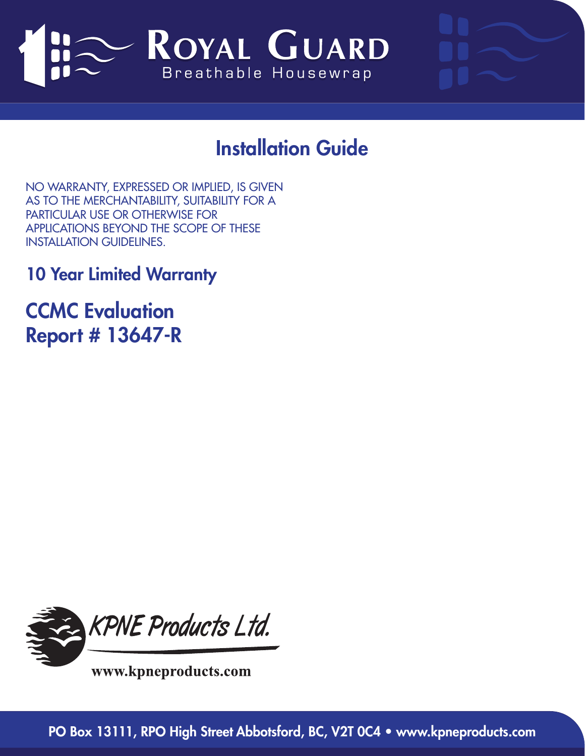# Royal Guard

Breathable Housewrap

## Installation Guide

NO WARRANTY, EXPRESSED OR IMPLIED, IS GIVEN AS TO THE MERCHANTABILITY, SUITABILITY FOR A PARTICULAR USE OR OTHERWISE FOR APPLICATIONS BEYOND THE SCOPE OF THESE INSTALLATION GUIDELINES.

### 10 Year Limited Warranty

## CCMC Evaluation Report # 13647-R

KPNE Products Ltd.

www.kpneproducts.com

PO Box 13111, RPO High Street Abbotsford, BC, V2T 0C4 • www.kpneproducts.com